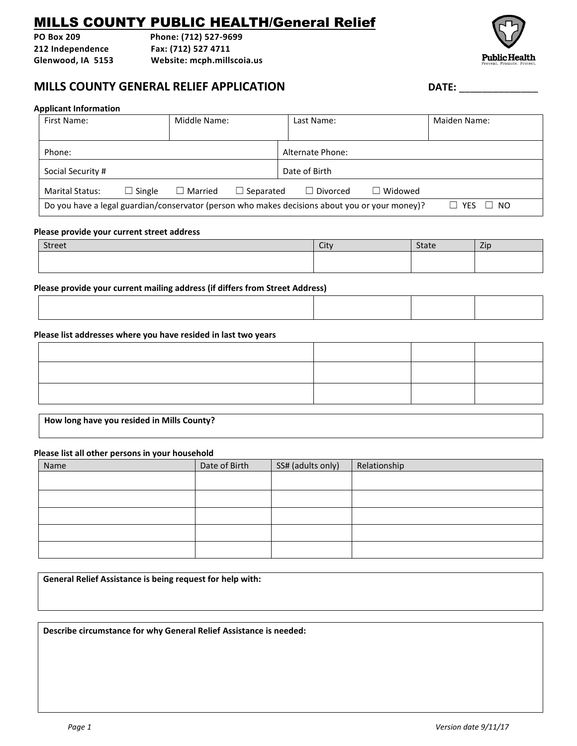# MILLS COUNTY PUBLIC HEALTH/General Relief

**PO Box 209** **Phone: (712) 527-9699**
**212 Independence** **Fax: (712) 527 4711**
**Glenwood, IA 5153** **Website: mcph.millscoia.us**

## MILLS COUNTY GENERAL RELIEF APPLICATION

**DATE: _______________**

**Applicant Information**

| First Name: | Middle Name: | Last Name: | Maiden Name: |
|---|---|---|---|
| Phone: | | Alternate Phone: | |
| Social Security # | | Date of Birth | |

Marital Status: ☐ Single ☐ Married ☐ Separated ☐ Divorced ☐ Widowed

Do you have a legal guardian/conservator (person who makes decisions about you or your money)? ☐ YES ☐ NO

**Please provide your current street address**

| Street | City | State | Zip |
|---|---|---|---|
| | | | |

**Please provide your current mailing address (if differs from Street Address)**

| | | | |
|---|---|---|---|
| | | | |

**Please list addresses where you have resided in last two years**

| | | | |
|---|---|---|---|
| | | | |
| | | | |
| | | | |

**How long have you resided in Mills County?**

**Please list all other persons in your household**

| Name | Date of Birth | SS# (adults only) | Relationship |
|---|---|---|---|
| | | | |
| | | | |
| | | | |
| | | | |
| | | | |

**General Relief Assistance is being request for help with:**

**Describe circumstance for why General Relief Assistance is needed:**

*Version date 9/11/17*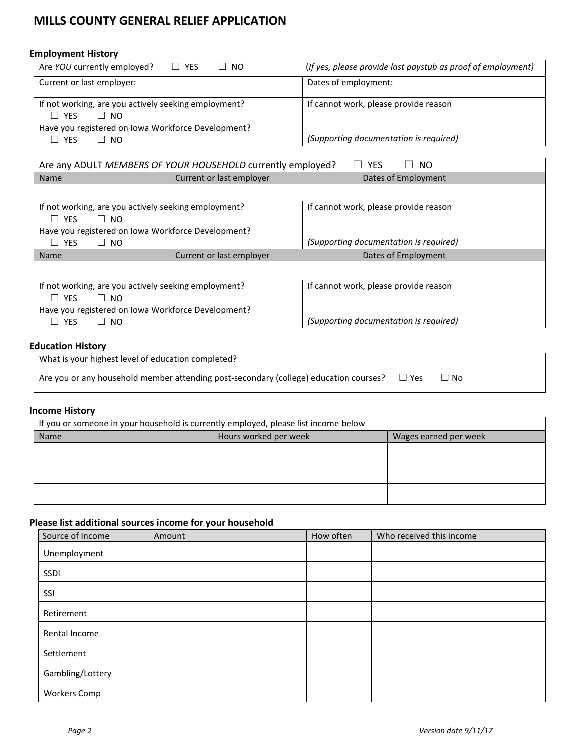# MILLS COUNTY GENERAL RELIEF APPLICATION

### Employment History

| Are *YOU* currently employed? ☐ YES ☐ NO | (*If yes, please provide last paystub as proof of employment)* |
|---|---|
| Current or last employer: | Dates of employment: |
| If not working, are you actively seeking employment? ☐ YES ☐ NO<br>Have you registered on Iowa Workforce Development? ☐ YES ☐ NO | If cannot work, please provide reason<br>*(Supporting documentation is required)* |

| Are any ADULT *MEMBERS OF YOUR HOUSEHOLD* currently employed? ☐ YES ☐ NO | | |
|---|---|---|
| Name | Current or last employer | Dates of Employment |
| | | |
| If not working, are you actively seeking employment? ☐ YES ☐ NO<br>Have you registered on Iowa Workforce Development? ☐ YES ☐ NO | If cannot work, please provide reason<br>*(Supporting documentation is required)* | |
| Name | Current or last employer | Dates of Employment |
| | | |
| If not working, are you actively seeking employment? ☐ YES ☐ NO<br>Have you registered on Iowa Workforce Development? ☐ YES ☐ NO | If cannot work, please provide reason<br>*(Supporting documentation is required)* | |

### Education History

| What is your highest level of education completed? |
|---|
| Are you or any household member attending post-secondary (college) education courses? ☐ Yes ☐ No |

### Income History

| If you or someone in your household is currently employed, please list income below | | |
|---|---|---|
| Name | Hours worked per week | Wages earned per week |
| | | |
| | | |
| | | |

### Please list additional sources income for your household

| Source of Income | Amount | How often | Who received this income |
|---|---|---|---|
| Unemployment | | | |
| SSDI | | | |
| SSI | | | |
| Retirement | | | |
| Rental Income | | | |
| Settlement | | | |
| Gambling/Lottery | | | |
| Workers Comp | | | |

*Version date 9/11/17*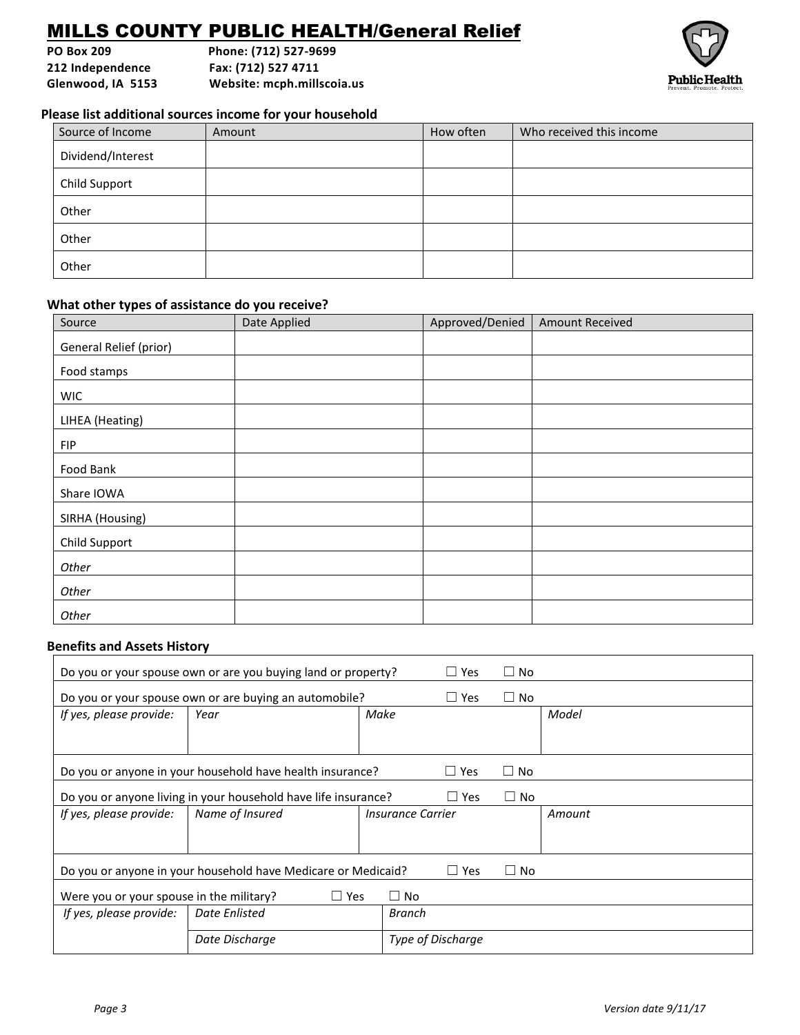# MILLS COUNTY PUBLIC HEALTH/General Relief

**PO Box 209** **Phone: (712) 527-9699**
**212 Independence** **Fax: (712) 527 4711**
**Glenwood, IA 5153** **Website: mcph.millscoia.us**

### Please list additional sources income for your household

| Source of Income | Amount | How often | Who received this income |
|---|---|---|---|
| Dividend/Interest | | | |
| Child Support | | | |
| Other | | | |
| Other | | | |
| Other | | | |

### What other types of assistance do you receive?

| Source | Date Applied | Approved/Denied | Amount Received |
|---|---|---|---|
| General Relief (prior) | | | |
| Food stamps | | | |
| WIC | | | |
| LIHEA (Heating) | | | |
| FIP | | | |
| Food Bank | | | |
| Share IOWA | | | |
| SIRHA (Housing) | | | |
| Child Support | | | |
| *Other* | | | |
| *Other* | | | |
| *Other* | | | |

### Benefits and Assets History

Do you or your spouse own or are you buying land or property? ☐ Yes ☐ No

Do you or your spouse own or are buying an automobile? ☐ Yes ☐ No

| *If yes, please provide:* | *Year* | *Make* | *Model* |
|---|---|---|---|
| | | | |

Do you or anyone in your household have health insurance? ☐ Yes ☐ No

Do you or anyone living in your household have life insurance? ☐ Yes ☐ No

| *If yes, please provide:* | *Name of Insured* | *Insurance Carrier* | *Amount* |
|---|---|---|---|
| | | | |

Do you or anyone in your household have Medicare or Medicaid? ☐ Yes ☐ No

Were you or your spouse in the military? ☐ Yes ☐ No

| *If yes, please provide:* | *Date Enlisted* | *Branch* |
|---|---|---|
| | *Date Discharge* | *Type of Discharge* |

*Version date 9/11/17*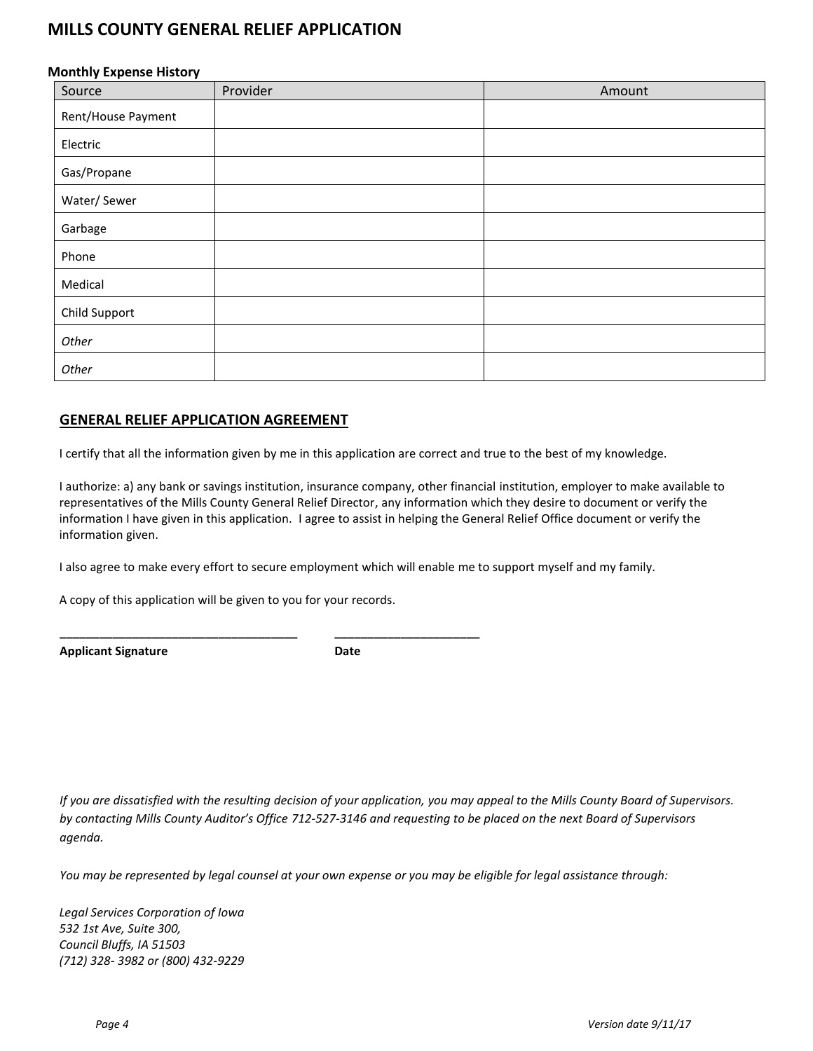# MILLS COUNTY GENERAL RELIEF APPLICATION

**Monthly Expense History**

| Source | Provider | Amount |
|---|---|---|
| Rent/House Payment | | |
| Electric | | |
| Gas/Propane | | |
| Water/ Sewer | | |
| Garbage | | |
| Phone | | |
| Medical | | |
| Child Support | | |
| *Other* | | |
| *Other* | | |

## GENERAL RELIEF APPLICATION AGREEMENT

I certify that all the information given by me in this application are correct and true to the best of my knowledge.

I authorize: a) any bank or savings institution, insurance company, other financial institution, employer to make available to representatives of the Mills County General Relief Director, any information which they desire to document or verify the information I have given in this application. I agree to assist in helping the General Relief Office document or verify the information given.

I also agree to make every effort to secure employment which will enable me to support myself and my family.

A copy of this application will be given to you for your records.

\_\_\_\_\_\_\_\_\_\_\_\_\_\_\_\_\_\_\_\_\_\_\_\_\_\_\_\_\_\_\_\_\_\_\_\_ \_\_\_\_\_\_\_\_\_\_\_\_\_\_\_\_\_\_\_\_\_\_

**Applicant Signature** **Date**

*If you are dissatisfied with the resulting decision of your application, you may appeal to the Mills County Board of Supervisors. by contacting Mills County Auditor's Office 712-527-3146 and requesting to be placed on the next Board of Supervisors agenda.*

*You may be represented by legal counsel at your own expense or you may be eligible for legal assistance through:*

*Legal Services Corporation of Iowa*
*532 1st Ave, Suite 300,*
*Council Bluffs, IA 51503*
*(712) 328- 3982 or (800) 432-9229*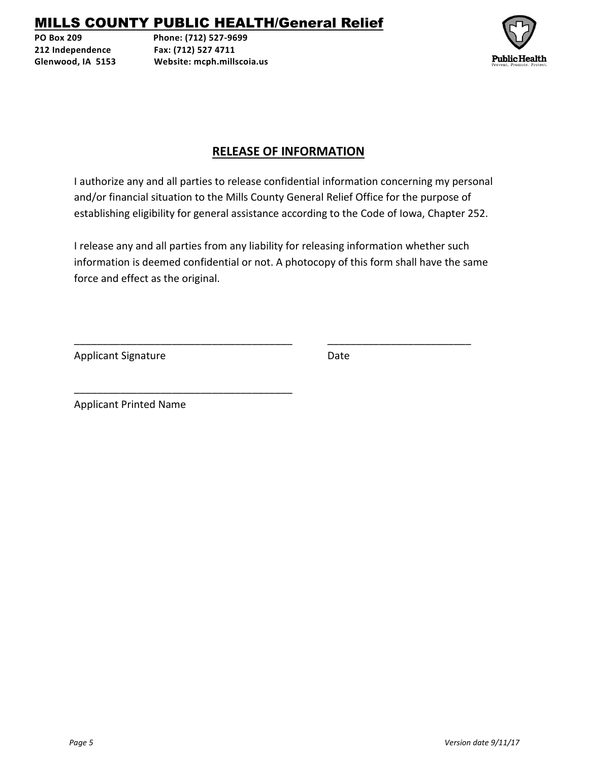# MILLS COUNTY PUBLIC HEALTH/General Relief

**PO Box 209** **Phone: (712) 527-9699**
**212 Independence** **Fax: (712) 527 4711**
**Glenwood, IA 5153** **Website: mcph.millscoia.us**

## RELEASE OF INFORMATION

I authorize any and all parties to release confidential information concerning my personal and/or financial situation to the Mills County General Relief Office for the purpose of establishing eligibility for general assistance according to the Code of Iowa, Chapter 252.

I release any and all parties from any liability for releasing information whether such information is deemed confidential or not. A photocopy of this form shall have the same force and effect as the original.

______________________________________ ________________________
Applicant Signature Date

______________________________________
Applicant Printed Name

*Version date 9/11/17*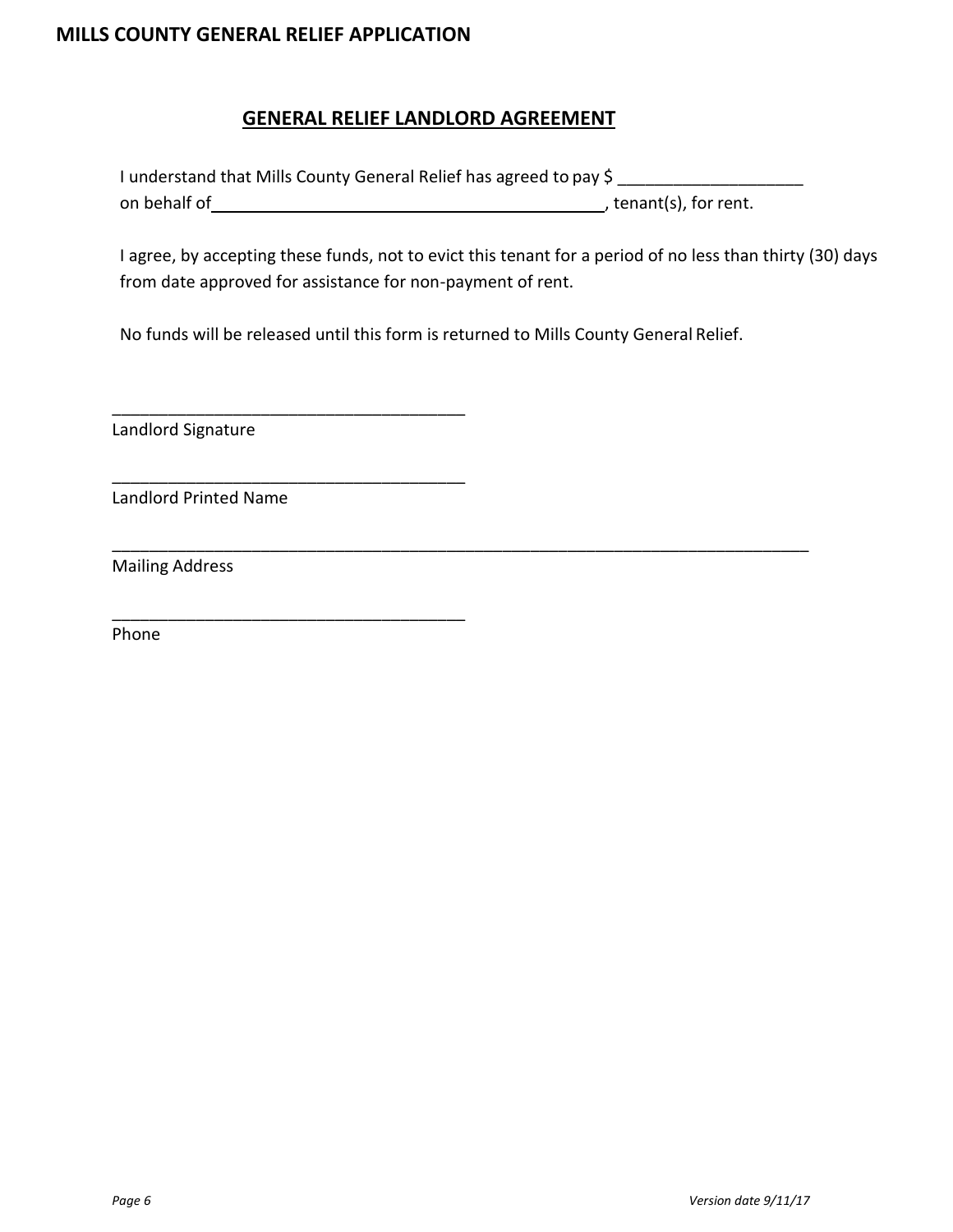## GENERAL RELIEF LANDLORD AGREEMENT

I understand that Mills County General Relief has agreed to pay $ ____________________ on behalf of ____________________________________________, tenant(s), for rent.

I agree, by accepting these funds, not to evict this tenant for a period of no less than thirty (30) days from date approved for assistance for non-payment of rent.

No funds will be released until this form is returned to Mills County General Relief.

_______________________________________
Landlord Signature

_______________________________________
Landlord Printed Name

_____________________________________________________________________________
Mailing Address

_______________________________________
Phone